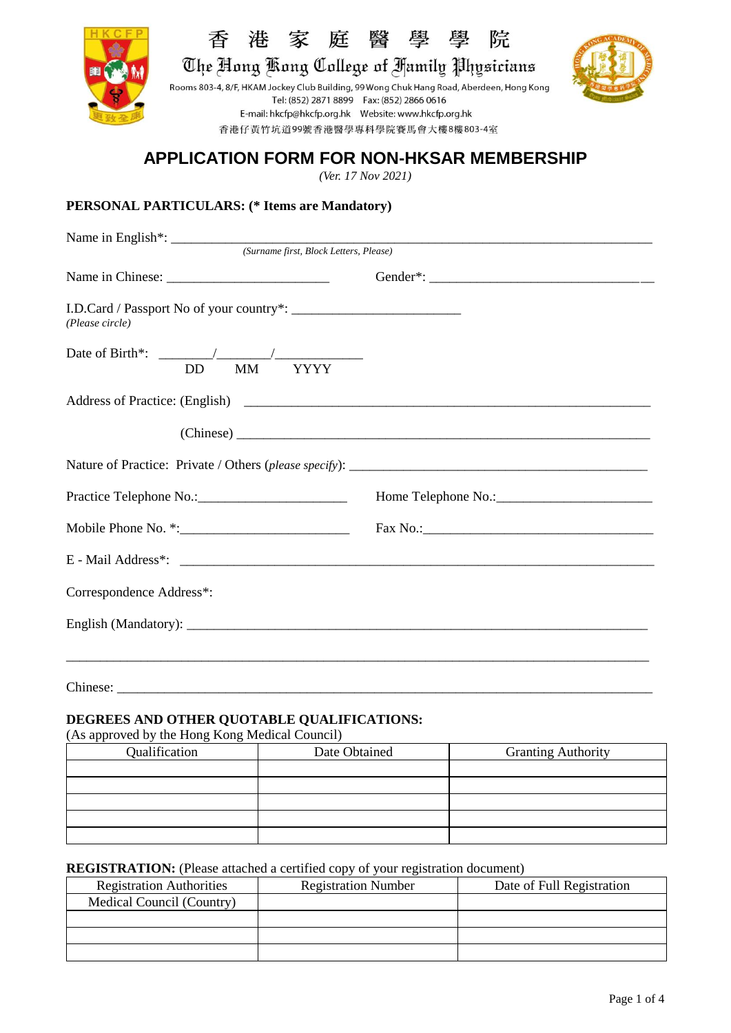香 港 家 庭 醫 學 學 院

The Hong Kong College of Family Physicians

Rooms 803-4, 8/F, HKAM Jockey Club Building, 99 Wong Chuk Hang Road, Aberdeen, Hong Kong
Tel: (852) 2871 8899 Fax: (852) 2866 0616
E-mail: hkcfp@hkcfp.org.hk Website: www.hkcfp.org.hk
香港仔黃竹坑道99號香港醫學專科學院賽馬會大樓8樓803-4室

# APPLICATION FORM FOR NON-HKSAR MEMBERSHIP

*(Ver. 17 Nov 2021)*

## PERSONAL PARTICULARS: (* Items are Mandatory)

Name in English*: ______________________________________________________________
*(Surname first, Block Letters, Please)*

Name in Chinese: ________________________ Gender*: __________________________________

I.D.Card / Passport No of your country*: ________________________
*(Please circle)*

Date of Birth*: ________/________/____________
DD MM YYYY

Address of Practice: (English) ____________________________________________________________

(Chinese) ____________________________________________________________

Nature of Practice: Private / Others (*please specify*): ____________________________________________

Practice Telephone No.:______________________ Home Telephone No.:_______________________

Mobile Phone No. *:_________________________ Fax No.:___________________________________

E - Mail Address*: ______________________________________________________________________

Correspondence Address*:

English (Mandatory): _____________________________________________________________________

_________________________________________________________________________________________

Chinese: __________________________________________________________________________________

## DEGREES AND OTHER QUOTABLE QUALIFICATIONS:

(As approved by the Hong Kong Medical Council)

| Qualification | Date Obtained | Granting Authority |
|---|---|---|
| | | |
| | | |
| | | |
| | | |
| | | |

**REGISTRATION:** (Please attached a certified copy of your registration document)

| Registration Authorities | Registration Number | Date of Full Registration |
|---|---|---|
| Medical Council (Country) | | |
| | | |
| | | |
| | | |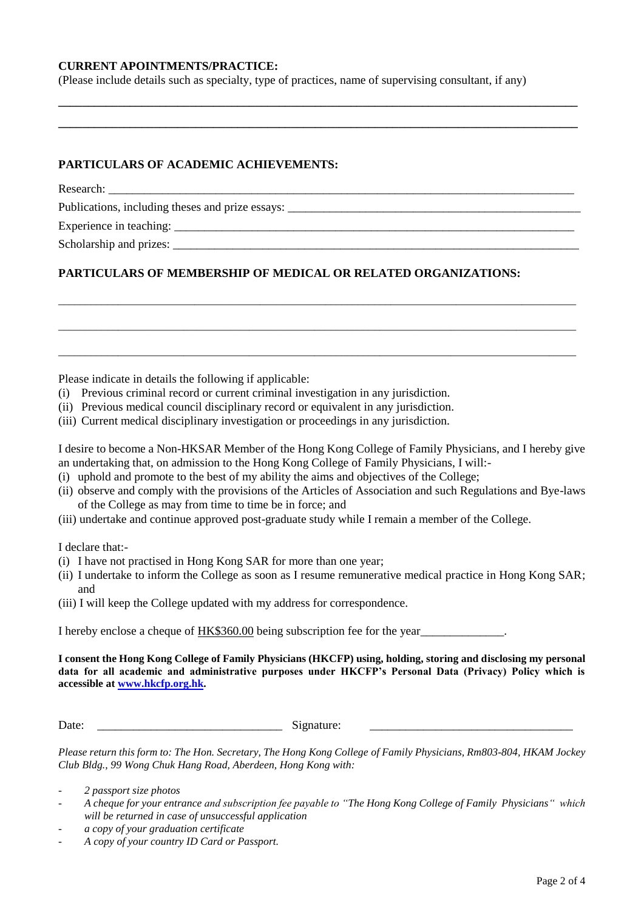**CURRENT APOINTMENTS/PRACTICE:**

(Please include details such as specialty, type of practices, name of supervising consultant, if any)

___________________________________________________________________________________

___________________________________________________________________________________

**PARTICULARS OF ACADEMIC ACHIEVEMENTS:**

Research: ___________________________________________________________________________

Publications, including theses and prize essays: _________________________________________

Experience in teaching: _______________________________________________________________

Scholarship and prizes: _______________________________________________________________

**PARTICULARS OF MEMBERSHIP OF MEDICAL OR RELATED ORGANIZATIONS:**

___________________________________________________________________________________

___________________________________________________________________________________

___________________________________________________________________________________

Please indicate in details the following if applicable:

(i) Previous criminal record or current criminal investigation in any jurisdiction.
(ii) Previous medical council disciplinary record or equivalent in any jurisdiction.
(iii) Current medical disciplinary investigation or proceedings in any jurisdiction.

I desire to become a Non-HKSAR Member of the Hong Kong College of Family Physicians, and I hereby give an undertaking that, on admission to the Hong Kong College of Family Physicians, I will:-

(i) uphold and promote to the best of my ability the aims and objectives of the College;
(ii) observe and comply with the provisions of the Articles of Association and such Regulations and Bye-laws of the College as may from time to time be in force; and
(iii) undertake and continue approved post-graduate study while I remain a member of the College.

I declare that:-

(i) I have not practised in Hong Kong SAR for more than one year;
(ii) I undertake to inform the College as soon as I resume remunerative medical practice in Hong Kong SAR; and
(iii) I will keep the College updated with my address for correspondence.

I hereby enclose a cheque of HK$360.00 being subscription fee for the year______________.

**I consent the Hong Kong College of Family Physicians (HKCFP) using, holding, storing and disclosing my personal data for all academic and administrative purposes under HKCFP's Personal Data (Privacy) Policy which is accessible at [www.hkcfp.org.hk](http://www.hkcfp.org.hk).**

Date: ______________________________ Signature: __________________________________

*Please return this form to: The Hon. Secretary, The Hong Kong College of Family Physicians, Rm803-804, HKAM Jockey Club Bldg., 99 Wong Chuk Hang Road, Aberdeen, Hong Kong with:*

- *2 passport size photos*
- *A cheque for your entrance and subscription fee payable to "The Hong Kong College of Family Physicians" which will be returned in case of unsuccessful application*
- *a copy of your graduation certificate*
- *A copy of your country ID Card or Passport.*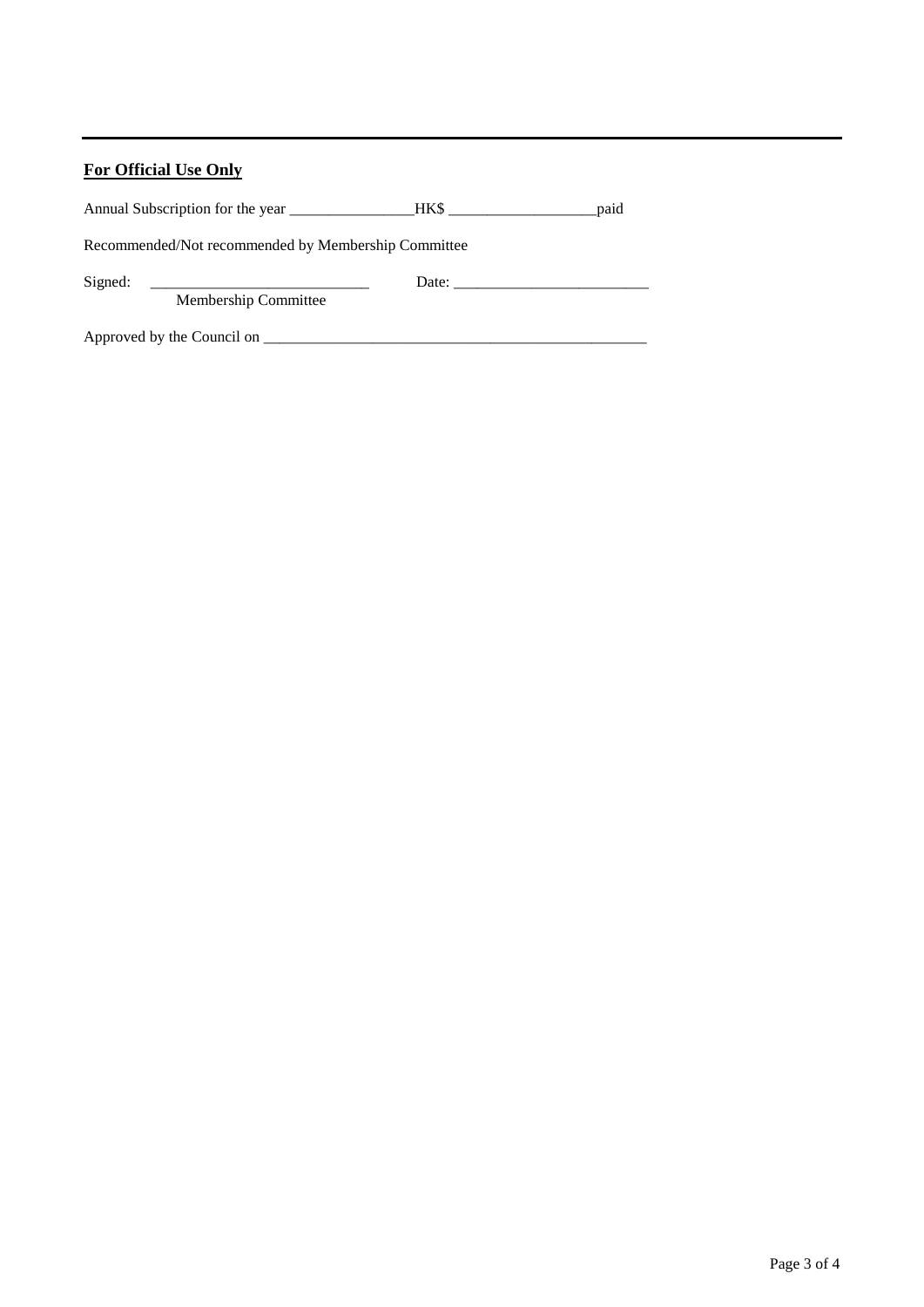---

**For Official Use Only**

Annual Subscription for the year \_\_\_\_\_\_\_\_\_\_\_\_\_\_\_\_ HK$ \_\_\_\_\_\_\_\_\_\_\_\_\_\_\_\_\_\_\_ paid

Recommended/Not recommended by Membership Committee

Signed: \_\_\_\_\_\_\_\_\_\_\_\_\_\_\_\_\_\_\_\_\_\_\_\_\_\_\_\_ Date: \_\_\_\_\_\_\_\_\_\_\_\_\_\_\_\_\_\_\_\_\_\_\_\_\_\_

Membership Committee

Approved by the Council on \_\_\_\_\_\_\_\_\_\_\_\_\_\_\_\_\_\_\_\_\_\_\_\_\_\_\_\_\_\_\_\_\_\_\_\_\_\_\_\_\_\_\_\_\_\_\_\_\_\_\_\_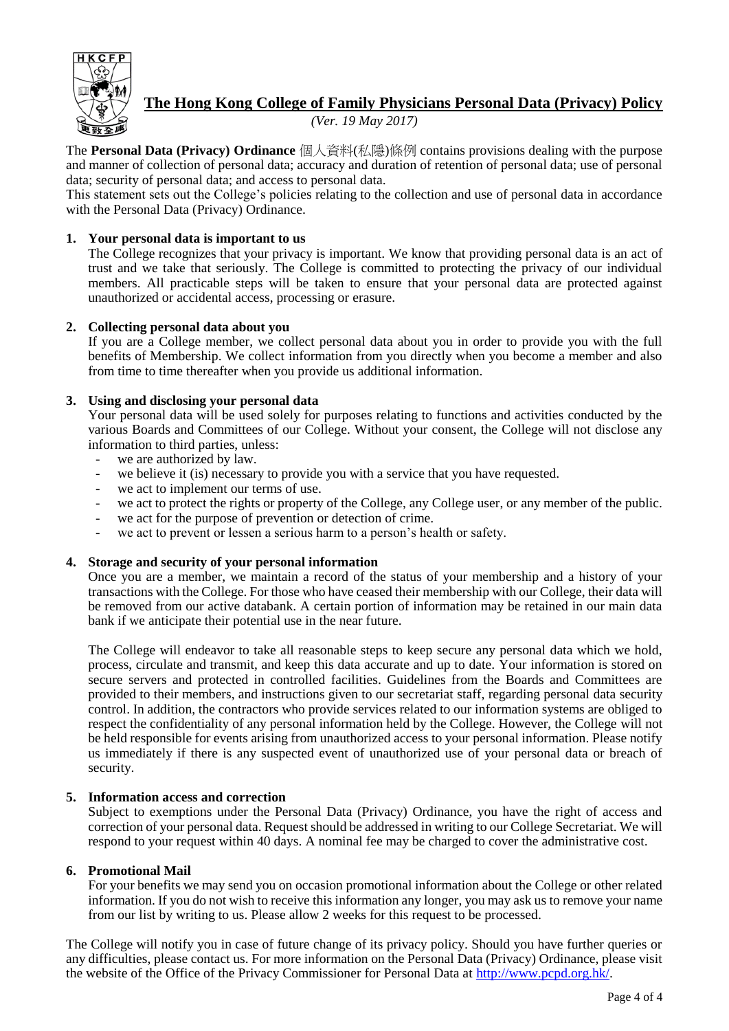# The Hong Kong College of Family Physicians Personal Data (Privacy) Policy

*(Ver. 19 May 2017)*

The **Personal Data (Privacy) Ordinance** 個人資料(私隱)條例 contains provisions dealing with the purpose and manner of collection of personal data; accuracy and duration of retention of personal data; use of personal data; security of personal data; and access to personal data.

This statement sets out the College's policies relating to the collection and use of personal data in accordance with the Personal Data (Privacy) Ordinance.

**1. Your personal data is important to us**

The College recognizes that your privacy is important. We know that providing personal data is an act of trust and we take that seriously. The College is committed to protecting the privacy of our individual members. All practicable steps will be taken to ensure that your personal data are protected against unauthorized or accidental access, processing or erasure.

**2. Collecting personal data about you**

If you are a College member, we collect personal data about you in order to provide you with the full benefits of Membership. We collect information from you directly when you become a member and also from time to time thereafter when you provide us additional information.

**3. Using and disclosing your personal data**

Your personal data will be used solely for purposes relating to functions and activities conducted by the various Boards and Committees of our College. Without your consent, the College will not disclose any information to third parties, unless:

- we are authorized by law.
- we believe it (is) necessary to provide you with a service that you have requested.
- we act to implement our terms of use.
- we act to protect the rights or property of the College, any College user, or any member of the public.
- we act for the purpose of prevention or detection of crime.
- we act to prevent or lessen a serious harm to a person's health or safety.

**4. Storage and security of your personal information**

Once you are a member, we maintain a record of the status of your membership and a history of your transactions with the College. For those who have ceased their membership with our College, their data will be removed from our active databank. A certain portion of information may be retained in our main data bank if we anticipate their potential use in the near future.

The College will endeavor to take all reasonable steps to keep secure any personal data which we hold, process, circulate and transmit, and keep this data accurate and up to date. Your information is stored on secure servers and protected in controlled facilities. Guidelines from the Boards and Committees are provided to their members, and instructions given to our secretariat staff, regarding personal data security control. In addition, the contractors who provide services related to our information systems are obliged to respect the confidentiality of any personal information held by the College. However, the College will not be held responsible for events arising from unauthorized access to your personal information. Please notify us immediately if there is any suspected event of unauthorized use of your personal data or breach of security.

**5. Information access and correction**

Subject to exemptions under the Personal Data (Privacy) Ordinance, you have the right of access and correction of your personal data. Request should be addressed in writing to our College Secretariat. We will respond to your request within 40 days. A nominal fee may be charged to cover the administrative cost.

**6. Promotional Mail**

For your benefits we may send you on occasion promotional information about the College or other related information. If you do not wish to receive this information any longer, you may ask us to remove your name from our list by writing to us. Please allow 2 weeks for this request to be processed.

The College will notify you in case of future change of its privacy policy. Should you have further queries or any difficulties, please contact us. For more information on the Personal Data (Privacy) Ordinance, please visit the website of the Office of the Privacy Commissioner for Personal Data at http://www.pcpd.org.hk/.